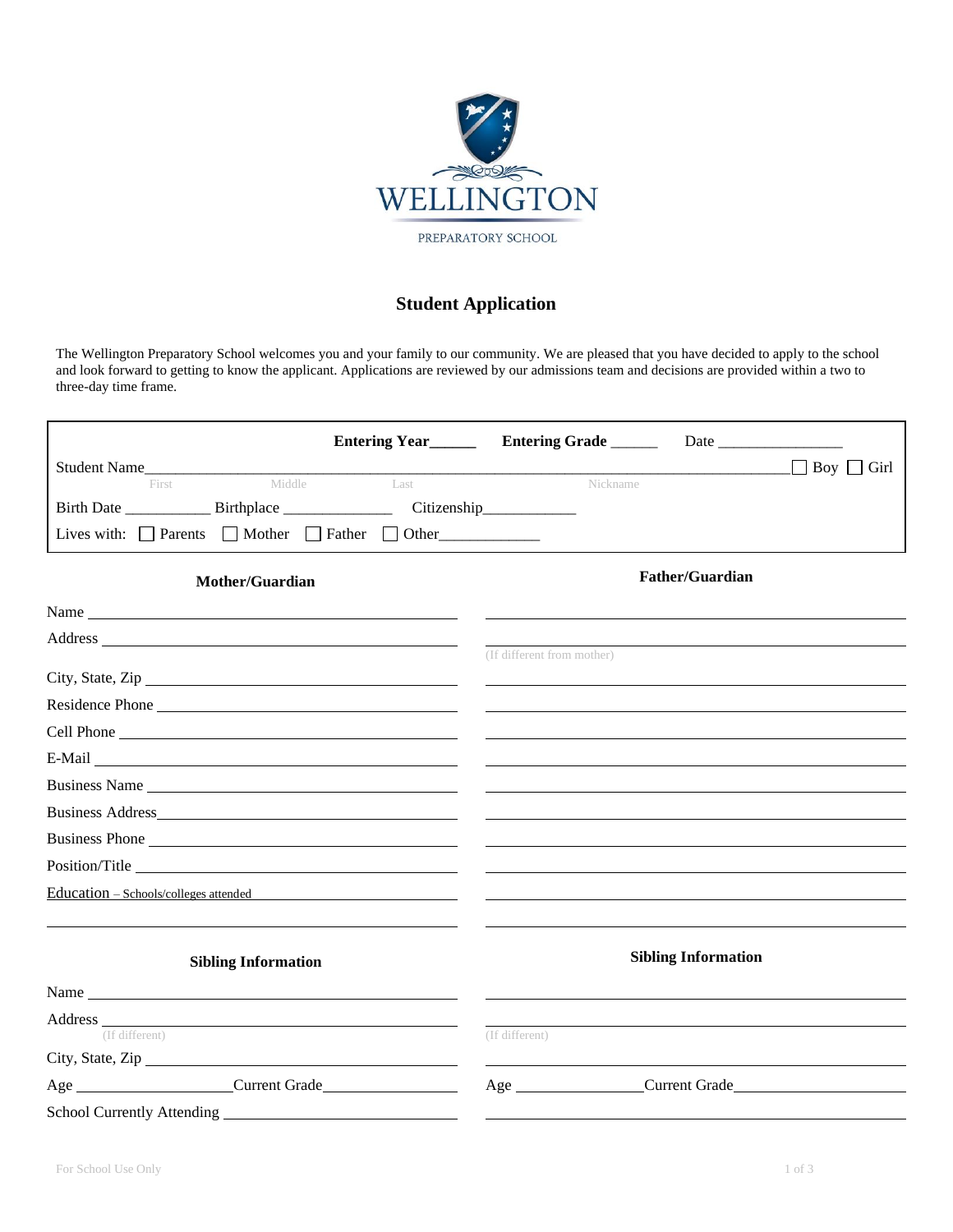WELLINGTON

PREPARATORY SCHOOL

# Student Application

The Wellington Preparatory School welcomes you and your family to our community. We are pleased that you have decided to apply to the school and look forward to getting to know the applicant. Applications are reviewed by our admissions team and decisions are provided within a two to three-day time frame.

**Entering Year**______ **Entering Grade** ______ Date ________________

Student Name________________________________________________________________ ☐ Boy ☐ Girl
First Middle Last Nickname

Birth Date ___________ Birthplace ______________ Citizenship____________

Lives with: ☐ Parents ☐ Mother ☐ Father ☐ Other_____________

| **Mother/Guardian** | **Father/Guardian** |
|---|---|
| Name | |
| Address | (If different from mother) |
| City, State, Zip | |
| Residence Phone | |
| Cell Phone | |
| E-Mail | |
| Business Name | |
| Business Address | |
| Business Phone | |
| Position/Title | |
| Education – Schools/colleges attended | |

| **Sibling Information** | **Sibling Information** |
|---|---|
| Name | |
| Address (If different) | (If different) |
| City, State, Zip | |
| Age ____ Current Grade ____ | Age ____ Current Grade ____ |
| School Currently Attending | |

For School Use Only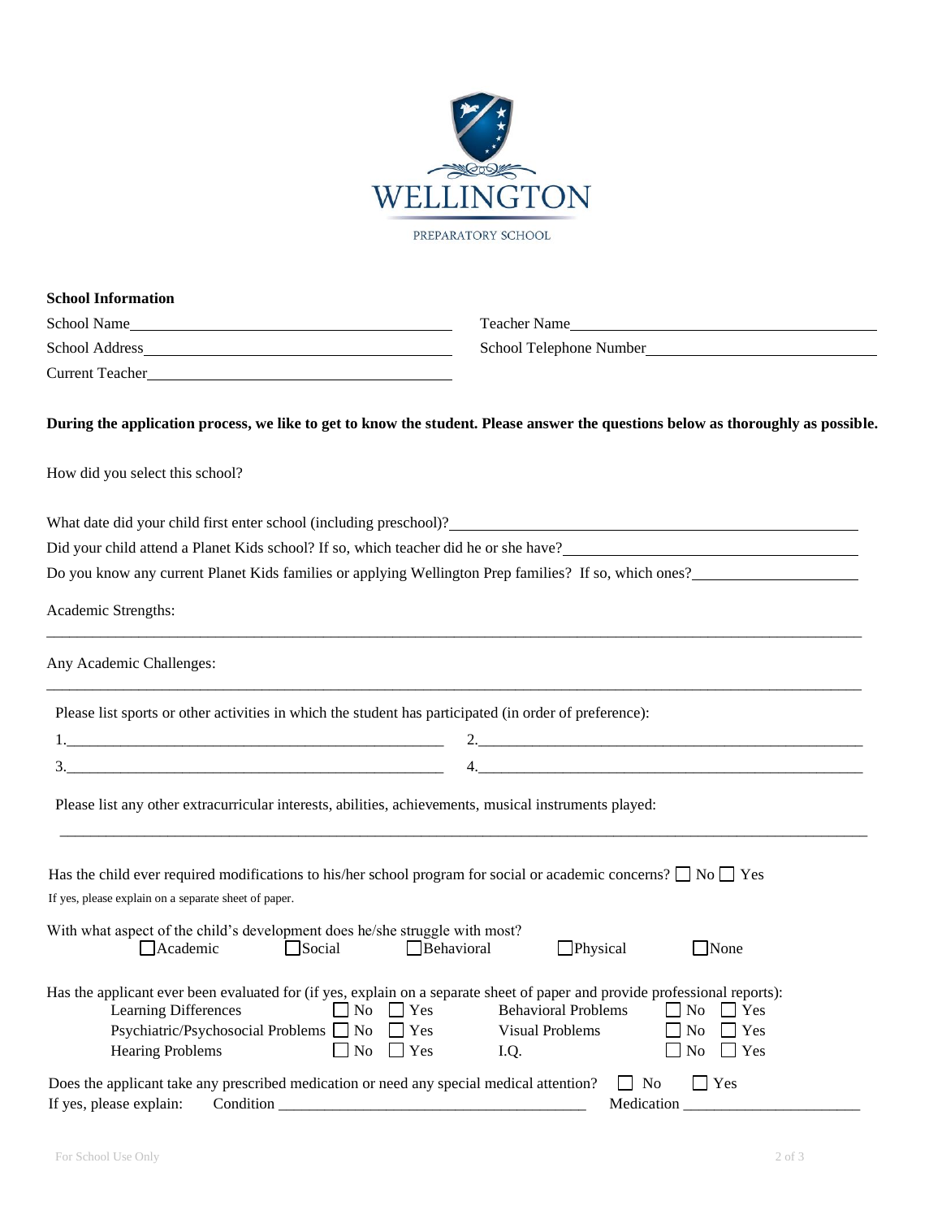WELLINGTON

PREPARATORY SCHOOL

**School Information**

School Name\_\_\_\_\_\_\_\_\_\_\_\_\_\_\_\_\_\_\_\_\_\_\_\_\_\_\_\_\_\_\_\_\_\_\_\_\_\_\_\_ Teacher Name\_\_\_\_\_\_\_\_\_\_\_\_\_\_\_\_\_\_\_\_\_\_\_\_\_\_\_\_\_\_\_\_\_\_\_\_\_\_\_\_

School Address\_\_\_\_\_\_\_\_\_\_\_\_\_\_\_\_\_\_\_\_\_\_\_\_\_\_\_\_\_\_\_\_\_\_\_\_\_\_ School Telephone Number\_\_\_\_\_\_\_\_\_\_\_\_\_\_\_\_\_\_\_\_\_\_\_\_\_\_\_\_\_\_

Current Teacher\_\_\_\_\_\_\_\_\_\_\_\_\_\_\_\_\_\_\_\_\_\_\_\_\_\_\_\_\_\_\_\_\_\_\_\_\_\_

**During the application process, we like to get to know the student. Please answer the questions below as thoroughly as possible.**

How did you select this school?

What date did your child first enter school (including preschool)?\_\_\_\_\_\_\_\_\_\_\_\_\_\_\_\_\_\_\_\_\_\_\_\_\_\_\_\_\_\_\_\_\_\_\_\_\_\_\_\_

Did your child attend a Planet Kids school? If so, which teacher did he or she have?\_\_\_\_\_\_\_\_\_\_\_\_\_\_\_\_\_\_\_\_\_\_\_\_\_\_\_\_\_\_

Do you know any current Planet Kids families or applying Wellington Prep families? If so, which ones?\_\_\_\_\_\_\_\_\_\_\_\_\_\_\_\_\_\_\_\_

Academic Strengths:

\_\_\_\_\_\_\_\_\_\_\_\_\_\_\_\_\_\_\_\_\_\_\_\_\_\_\_\_\_\_\_\_\_\_\_\_\_\_\_\_\_\_\_\_\_\_\_\_\_\_\_\_\_\_\_\_\_\_\_\_\_\_\_\_\_\_\_\_\_\_\_\_\_\_\_\_\_\_\_\_\_\_\_\_\_\_\_\_\_\_\_\_\_\_

Any Academic Challenges:

\_\_\_\_\_\_\_\_\_\_\_\_\_\_\_\_\_\_\_\_\_\_\_\_\_\_\_\_\_\_\_\_\_\_\_\_\_\_\_\_\_\_\_\_\_\_\_\_\_\_\_\_\_\_\_\_\_\_\_\_\_\_\_\_\_\_\_\_\_\_\_\_\_\_\_\_\_\_\_\_\_\_\_\_\_\_\_\_\_\_\_\_\_\_

Please list sports or other activities in which the student has participated (in order of preference):

1.\_\_\_\_\_\_\_\_\_\_\_\_\_\_\_\_\_\_\_\_\_\_\_\_\_\_\_\_\_\_\_\_\_\_\_\_\_\_\_\_\_\_\_\_ 2.\_\_\_\_\_\_\_\_\_\_\_\_\_\_\_\_\_\_\_\_\_\_\_\_\_\_\_\_\_\_\_\_\_\_\_\_\_\_\_\_\_\_\_\_

3.\_\_\_\_\_\_\_\_\_\_\_\_\_\_\_\_\_\_\_\_\_\_\_\_\_\_\_\_\_\_\_\_\_\_\_\_\_\_\_\_\_\_\_\_ 4.\_\_\_\_\_\_\_\_\_\_\_\_\_\_\_\_\_\_\_\_\_\_\_\_\_\_\_\_\_\_\_\_\_\_\_\_\_\_\_\_\_\_\_\_

Please list any other extracurricular interests, abilities, achievements, musical instruments played:

\_\_\_\_\_\_\_\_\_\_\_\_\_\_\_\_\_\_\_\_\_\_\_\_\_\_\_\_\_\_\_\_\_\_\_\_\_\_\_\_\_\_\_\_\_\_\_\_\_\_\_\_\_\_\_\_\_\_\_\_\_\_\_\_\_\_\_\_\_\_\_\_\_\_\_\_\_\_\_\_\_\_\_\_\_\_\_\_\_\_\_\_\_\_

Has the child ever required modifications to his/her school program for social or academic concerns? ☐ No ☐ Yes

If yes, please explain on a separate sheet of paper.

With what aspect of the child's development does he/she struggle with most?

☐ Academic ☐ Social ☐ Behavioral ☐ Physical ☐ None

Has the applicant ever been evaluated for (if yes, explain on a separate sheet of paper and provide professional reports):

| | | | | | |
|---|---|---|---|---|---|
| Learning Differences | ☐ No | ☐ Yes | Behavioral Problems | ☐ No | ☐ Yes |
| Psychiatric/Psychosocial Problems | ☐ No | ☐ Yes | Visual Problems | ☐ No | ☐ Yes |
| Hearing Problems | ☐ No | ☐ Yes | I.Q. | ☐ No | ☐ Yes |

Does the applicant take any prescribed medication or need any special medical attention? ☐ No ☐ Yes

If yes, please explain: Condition \_\_\_\_\_\_\_\_\_\_\_\_\_\_\_\_\_\_\_\_\_\_\_\_\_\_\_\_\_\_\_\_\_\_\_\_\_\_ Medication \_\_\_\_\_\_\_\_\_\_\_\_\_\_\_\_\_\_\_\_\_\_

For School Use Only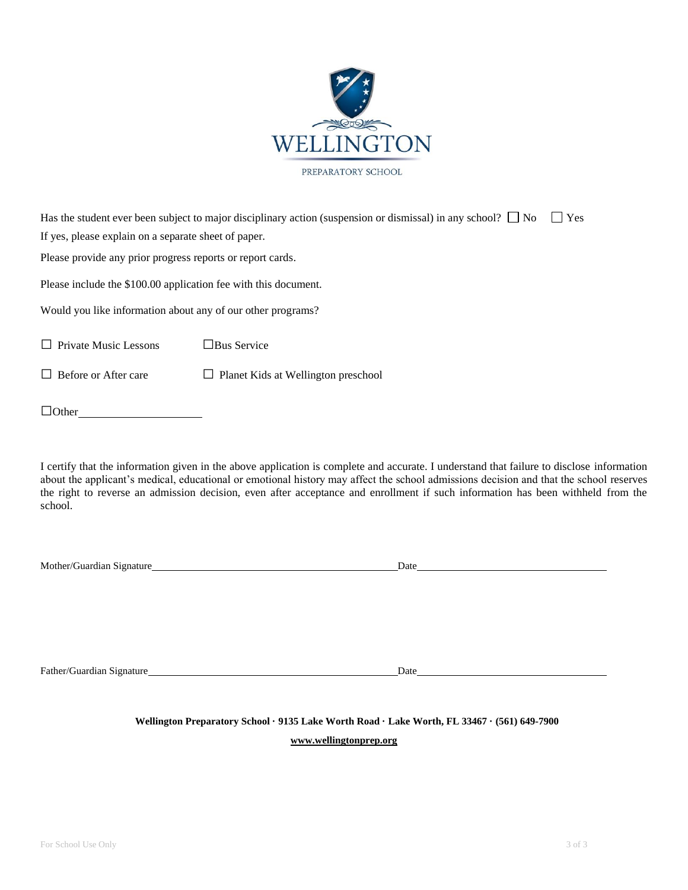# WELLINGTON

PREPARATORY SCHOOL

Has the student ever been subject to major disciplinary action (suspension or dismissal) in any school? ☐ No ☐ Yes

If yes, please explain on a separate sheet of paper.

Please provide any prior progress reports or report cards.

Please include the $100.00 application fee with this document.

Would you like information about any of our other programs?

☐ Private Music Lessons ☐ Bus Service

☐ Before or After care ☐ Planet Kids at Wellington preschool

☐ Other ____________________

I certify that the information given in the above application is complete and accurate. I understand that failure to disclose information about the applicant's medical, educational or emotional history may affect the school admissions decision and that the school reserves the right to reverse an admission decision, even after acceptance and enrollment if such information has been withheld from the school.

Mother/Guardian Signature ________________________________ Date ________________________

Father/Guardian Signature ________________________________ Date ________________________

**Wellington Preparatory School · 9135 Lake Worth Road · Lake Worth, FL 33467 · (561) 649-7900**

**www.wellingtonprep.org**

For School Use Only